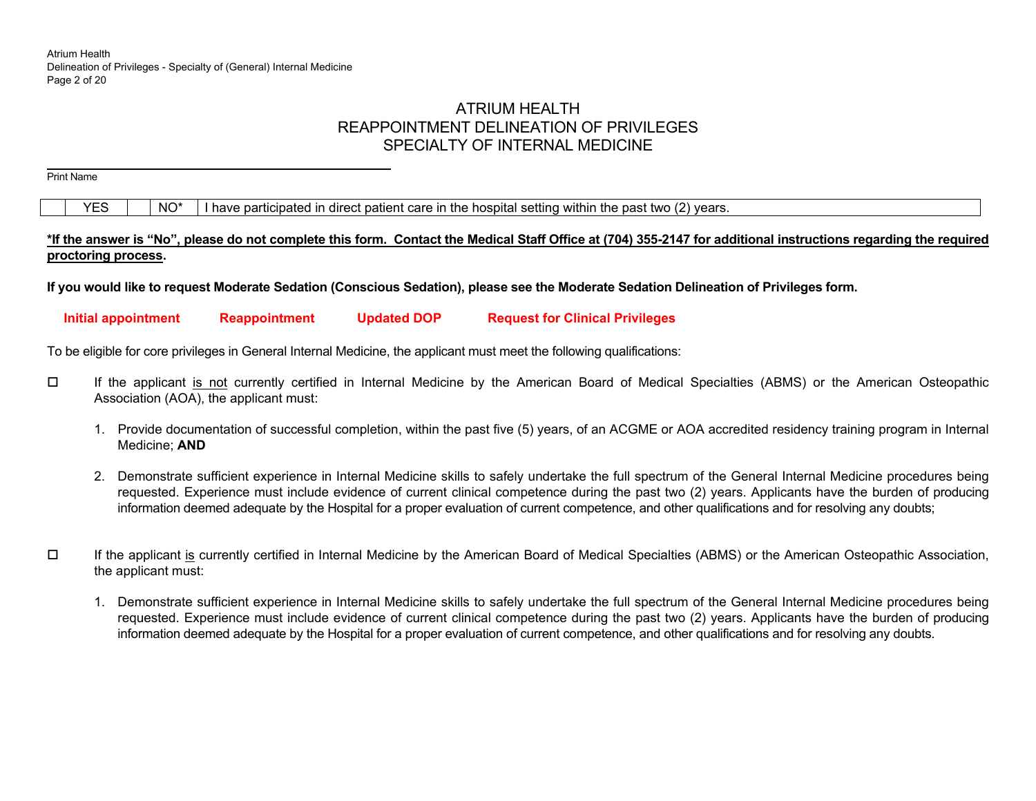# ATRIUM HEALTH
# REAPPOINTMENT DELINEATION OF PRIVILEGES
# SPECIALTY OF INTERNAL MEDICINE

______________________________________________
Print Name

| | YES | | NO* | I have participated in direct patient care in the hospital setting within the past two (2) years. |
|---|---|---|---|---|

***If the answer is "No", please do not complete this form. Contact the Medical Staff Office at (704) 355-2147 for additional instructions regarding the required proctoring process.**

**If you would like to request Moderate Sedation (Conscious Sedation), please see the Moderate Sedation Delineation of Privileges form.**

**Initial appointment** **Reappointment** **Updated DOP** **Request for Clinical Privileges**

To be eligible for core privileges in General Internal Medicine, the applicant must meet the following qualifications:

☐ If the applicant is not currently certified in Internal Medicine by the American Board of Medical Specialties (ABMS) or the American Osteopathic Association (AOA), the applicant must:

1. Provide documentation of successful completion, within the past five (5) years, of an ACGME or AOA accredited residency training program in Internal Medicine; **AND**

2. Demonstrate sufficient experience in Internal Medicine skills to safely undertake the full spectrum of the General Internal Medicine procedures being requested. Experience must include evidence of current clinical competence during the past two (2) years. Applicants have the burden of producing information deemed adequate by the Hospital for a proper evaluation of current competence, and other qualifications and for resolving any doubts;

☐ If the applicant is currently certified in Internal Medicine by the American Board of Medical Specialties (ABMS) or the American Osteopathic Association, the applicant must:

1. Demonstrate sufficient experience in Internal Medicine skills to safely undertake the full spectrum of the General Internal Medicine procedures being requested. Experience must include evidence of current clinical competence during the past two (2) years. Applicants have the burden of producing information deemed adequate by the Hospital for a proper evaluation of current competence, and other qualifications and for resolving any doubts.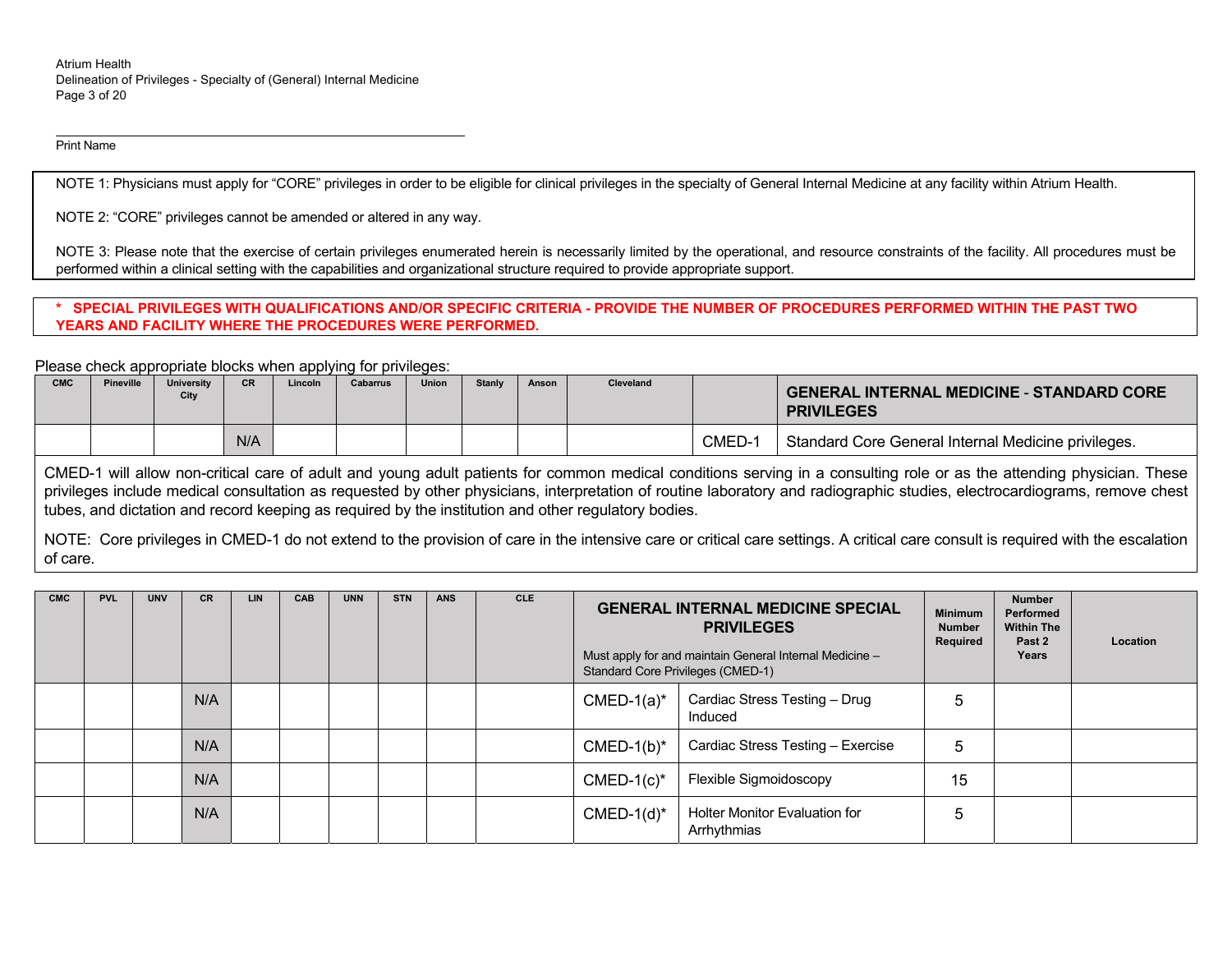Print Name

NOTE 1: Physicians must apply for "CORE" privileges in order to be eligible for clinical privileges in the specialty of General Internal Medicine at any facility within Atrium Health.

NOTE 2: "CORE" privileges cannot be amended or altered in any way.

NOTE 3: Please note that the exercise of certain privileges enumerated herein is necessarily limited by the operational, and resource constraints of the facility. All procedures must be performed within a clinical setting with the capabilities and organizational structure required to provide appropriate support.

**\* SPECIAL PRIVILEGES WITH QUALIFICATIONS AND/OR SPECIFIC CRITERIA - PROVIDE THE NUMBER OF PROCEDURES PERFORMED WITHIN THE PAST TWO YEARS AND FACILITY WHERE THE PROCEDURES WERE PERFORMED.**

Please check appropriate blocks when applying for privileges:

| CMC | Pineville | University City | CR | Lincoln | Cabarrus | Union | Stanly | Anson | Cleveland | | **GENERAL INTERNAL MEDICINE - STANDARD CORE PRIVILEGES** |
|---|---|---|---|---|---|---|---|---|---|---|---|
| | | | N/A | | | | | | | CMED-1 | Standard Core General Internal Medicine privileges. |

CMED-1 will allow non-critical care of adult and young adult patients for common medical conditions serving in a consulting role or as the attending physician. These privileges include medical consultation as requested by other physicians, interpretation of routine laboratory and radiographic studies, electrocardiograms, remove chest tubes, and dictation and record keeping as required by the institution and other regulatory bodies.

NOTE: Core privileges in CMED-1 do not extend to the provision of care in the intensive care or critical care settings. A critical care consult is required with the escalation of care.

| CMC | PVL | UNV | CR | LIN | CAB | UNN | STN | ANS | CLE | **GENERAL INTERNAL MEDICINE SPECIAL PRIVILEGES** Must apply for and maintain General Internal Medicine – Standard Core Privileges (CMED-1) | | Minimum Number Required | Number Performed Within The Past 2 Years | Location |
|---|---|---|---|---|---|---|---|---|---|---|---|---|---|---|
| | | | N/A | | | | | | | CMED-1(a)* | Cardiac Stress Testing – Drug Induced | 5 | | |
| | | | N/A | | | | | | | CMED-1(b)* | Cardiac Stress Testing – Exercise | 5 | | |
| | | | N/A | | | | | | | CMED-1(c)* | Flexible Sigmoidoscopy | 15 | | |
| | | | N/A | | | | | | | CMED-1(d)* | Holter Monitor Evaluation for Arrhythmias | 5 | | |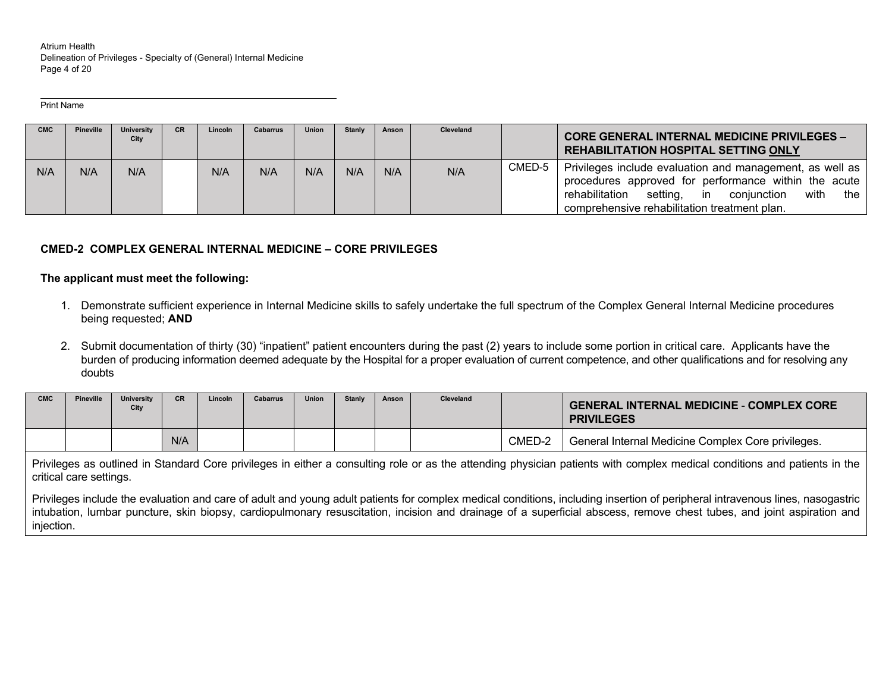Print Name

| CMC | Pineville | University City | CR | Lincoln | Cabarrus | Union | Stanly | Anson | Cleveland | | **CORE GENERAL INTERNAL MEDICINE PRIVILEGES – REHABILITATION HOSPITAL SETTING ONLY** |
|---|---|---|---|---|---|---|---|---|---|---|---|
| N/A | N/A | N/A | | N/A | N/A | N/A | N/A | N/A | N/A | CMED-5 | Privileges include evaluation and management, as well as procedures approved for performance within the acute rehabilitation setting, in conjunction with the comprehensive rehabilitation treatment plan. |

**CMED-2 COMPLEX GENERAL INTERNAL MEDICINE – CORE PRIVILEGES**

**The applicant must meet the following:**

1. Demonstrate sufficient experience in Internal Medicine skills to safely undertake the full spectrum of the Complex General Internal Medicine procedures being requested; **AND**

2. Submit documentation of thirty (30) "inpatient" patient encounters during the past (2) years to include some portion in critical care. Applicants have the burden of producing information deemed adequate by the Hospital for a proper evaluation of current competence, and other qualifications and for resolving any doubts

| CMC | Pineville | University City | CR | Lincoln | Cabarrus | Union | Stanly | Anson | Cleveland | | **GENERAL INTERNAL MEDICINE - COMPLEX CORE PRIVILEGES** |
|---|---|---|---|---|---|---|---|---|---|---|---|
| | | | N/A | | | | | | | CMED-2 | General Internal Medicine Complex Core privileges. |

Privileges as outlined in Standard Core privileges in either a consulting role or as the attending physician patients with complex medical conditions and patients in the critical care settings.

Privileges include the evaluation and care of adult and young adult patients for complex medical conditions, including insertion of peripheral intravenous lines, nasogastric intubation, lumbar puncture, skin biopsy, cardiopulmonary resuscitation, incision and drainage of a superficial abscess, remove chest tubes, and joint aspiration and injection.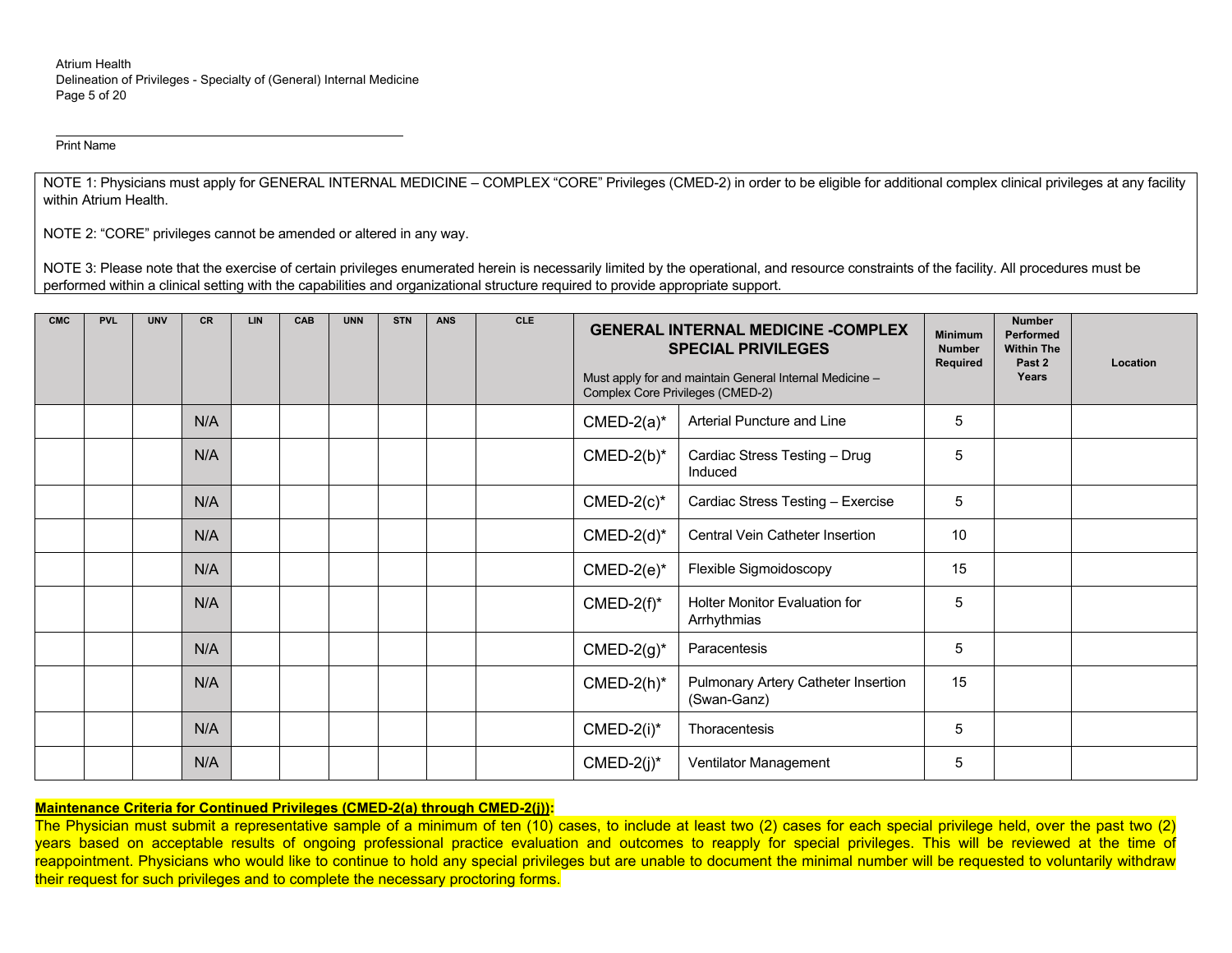Print Name

NOTE 1: Physicians must apply for GENERAL INTERNAL MEDICINE – COMPLEX "CORE" Privileges (CMED-2) in order to be eligible for additional complex clinical privileges at any facility within Atrium Health.

NOTE 2: "CORE" privileges cannot be amended or altered in any way.

NOTE 3: Please note that the exercise of certain privileges enumerated herein is necessarily limited by the operational, and resource constraints of the facility. All procedures must be performed within a clinical setting with the capabilities and organizational structure required to provide appropriate support.

| CMC | PVL | UNV | CR | LIN | CAB | UNN | STN | ANS | CLE | **GENERAL INTERNAL MEDICINE -COMPLEX SPECIAL PRIVILEGES** Must apply for and maintain General Internal Medicine – Complex Core Privileges (CMED-2) | | Minimum Number Required | Number Performed Within The Past 2 Years | Location |
|---|---|---|---|---|---|---|---|---|---|---|---|---|---|---|
| | | | N/A | | | | | | | CMED-2(a)* | Arterial Puncture and Line | 5 | | |
| | | | N/A | | | | | | | CMED-2(b)* | Cardiac Stress Testing – Drug Induced | 5 | | |
| | | | N/A | | | | | | | CMED-2(c)* | Cardiac Stress Testing – Exercise | 5 | | |
| | | | N/A | | | | | | | CMED-2(d)* | Central Vein Catheter Insertion | 10 | | |
| | | | N/A | | | | | | | CMED-2(e)* | Flexible Sigmoidoscopy | 15 | | |
| | | | N/A | | | | | | | CMED-2(f)* | Holter Monitor Evaluation for Arrhythmias | 5 | | |
| | | | N/A | | | | | | | CMED-2(g)* | Paracentesis | 5 | | |
| | | | N/A | | | | | | | CMED-2(h)* | Pulmonary Artery Catheter Insertion (Swan-Ganz) | 15 | | |
| | | | N/A | | | | | | | CMED-2(i)* | Thoracentesis | 5 | | |
| | | | N/A | | | | | | | CMED-2(j)* | Ventilator Management | 5 | | |

**Maintenance Criteria for Continued Privileges (CMED-2(a) through CMED-2(j)):**

The Physician must submit a representative sample of a minimum of ten (10) cases, to include at least two (2) cases for each special privilege held, over the past two (2) years based on acceptable results of ongoing professional practice evaluation and outcomes to reapply for special privileges. This will be reviewed at the time of reappointment. Physicians who would like to continue to hold any special privileges but are unable to document the minimal number will be requested to voluntarily withdraw their request for such privileges and to complete the necessary proctoring forms.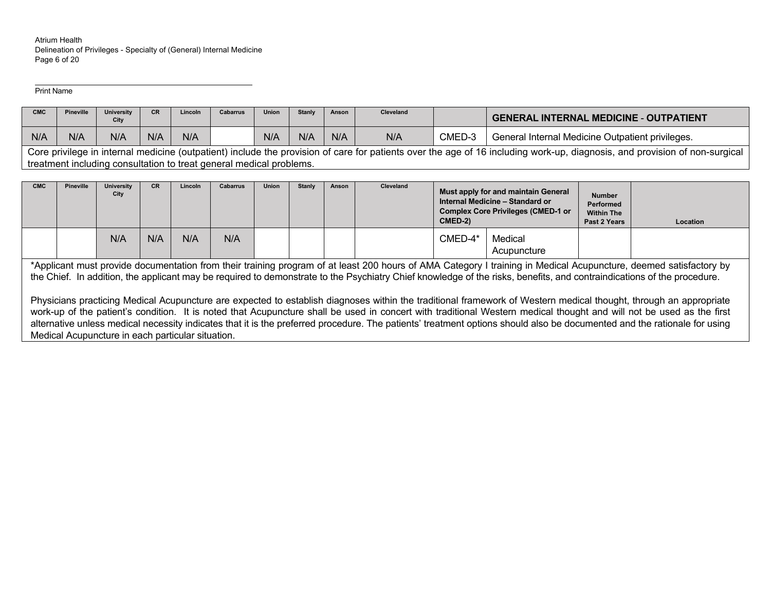Print Name

| CMC | Pineville | University City | CR | Lincoln | Cabarrus | Union | Stanly | Anson | Cleveland | | GENERAL INTERNAL MEDICINE - OUTPATIENT |
|---|---|---|---|---|---|---|---|---|---|---|---|
| N/A | N/A | N/A | N/A | N/A | | N/A | N/A | N/A | N/A | CMED-3 | General Internal Medicine Outpatient privileges. |
| Core privilege in internal medicine (outpatient) include the provision of care for patients over the age of 16 including work-up, diagnosis, and provision of non-surgical treatment including consultation to treat general medical problems. | | | | | | | | | | | |

| CMC | Pineville | University City | CR | Lincoln | Cabarrus | Union | Stanly | Anson | Cleveland | Must apply for and maintain General Internal Medicine – Standard or Complex Core Privileges (CMED-1 or CMED-2) | | Number Performed Within The Past 2 Years | Location |
|---|---|---|---|---|---|---|---|---|---|---|---|---|---|
| | | N/A | N/A | N/A | N/A | | | | | CMED-4* | Medical Acupuncture | | |

*Applicant must provide documentation from their training program of at least 200 hours of AMA Category I training in Medical Acupuncture, deemed satisfactory by the Chief. In addition, the applicant may be required to demonstrate to the Psychiatry Chief knowledge of the risks, benefits, and contraindications of the procedure.

Physicians practicing Medical Acupuncture are expected to establish diagnoses within the traditional framework of Western medical thought, through an appropriate work-up of the patient's condition. It is noted that Acupuncture shall be used in concert with traditional Western medical thought and will not be used as the first alternative unless medical necessity indicates that it is the preferred procedure. The patients' treatment options should also be documented and the rationale for using Medical Acupuncture in each particular situation.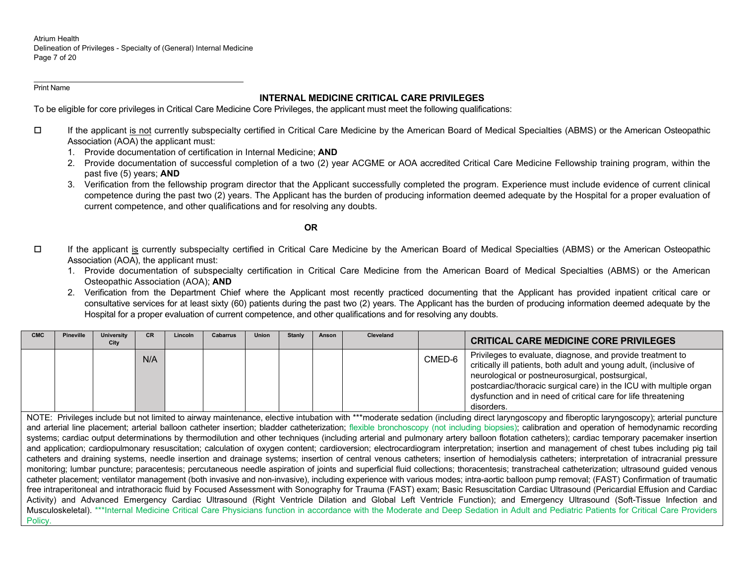Print Name

## INTERNAL MEDICINE CRITICAL CARE PRIVILEGES

To be eligible for core privileges in Critical Care Medicine Core Privileges, the applicant must meet the following qualifications:

☐ If the applicant is not currently subspecialty certified in Critical Care Medicine by the American Board of Medical Specialties (ABMS) or the American Osteopathic Association (AOA) the applicant must:

1. Provide documentation of certification in Internal Medicine; **AND**
2. Provide documentation of successful completion of a two (2) year ACGME or AOA accredited Critical Care Medicine Fellowship training program, within the past five (5) years; **AND**
3. Verification from the fellowship program director that the Applicant successfully completed the program. Experience must include evidence of current clinical competence during the past two (2) years. The Applicant has the burden of producing information deemed adequate by the Hospital for a proper evaluation of current competence, and other qualifications and for resolving any doubts.

**OR**

☐ If the applicant is currently subspecialty certified in Critical Care Medicine by the American Board of Medical Specialties (ABMS) or the American Osteopathic Association (AOA), the applicant must:

1. Provide documentation of subspecialty certification in Critical Care Medicine from the American Board of Medical Specialties (ABMS) or the American Osteopathic Association (AOA); **AND**
2. Verification from the Department Chief where the Applicant most recently practiced documenting that the Applicant has provided inpatient critical care or consultative services for at least sixty (60) patients during the past two (2) years. The Applicant has the burden of producing information deemed adequate by the Hospital for a proper evaluation of current competence, and other qualifications and for resolving any doubts.

| CMC | Pineville | University City | CR | Lincoln | Cabarrus | Union | Stanly | Anson | Cleveland | | CRITICAL CARE MEDICINE CORE PRIVILEGES |
|---|---|---|---|---|---|---|---|---|---|---|---|
| | | | N/A | | | | | | | CMED-6 | Privileges to evaluate, diagnose, and provide treatment to critically ill patients, both adult and young adult, (inclusive of neurological or postneurosurgical, postsurgical, postcardiac/thoracic surgical care) in the ICU with multiple organ dysfunction and in need of critical care for life threatening disorders. |

NOTE: Privileges include but not limited to airway maintenance, elective intubation with ***moderate sedation (including direct laryngoscopy and fiberoptic laryngoscopy); arterial puncture and arterial line placement; arterial balloon catheter insertion; bladder catheterization; flexible bronchoscopy (not including biopsies); calibration and operation of hemodynamic recording systems; cardiac output determinations by thermodilution and other techniques (including arterial and pulmonary artery balloon flotation catheters); cardiac temporary pacemaker insertion and application; cardiopulmonary resuscitation; calculation of oxygen content; cardioversion; electrocardiogram interpretation; insertion and management of chest tubes including pig tail catheters and draining systems, needle insertion and drainage systems; insertion of central venous catheters; insertion of hemodialysis catheters; interpretation of intracranial pressure monitoring; lumbar puncture; paracentesis; percutaneous needle aspiration of joints and superficial fluid collections; thoracentesis; transtracheal catheterization; ultrasound guided venous catheter placement; ventilator management (both invasive and non-invasive), including experience with various modes; intra-aortic balloon pump removal; (FAST) Confirmation of traumatic free intraperitoneal and intrathoracic fluid by Focused Assessment with Sonography for Trauma (FAST) exam; Basic Resuscitation Cardiac Ultrasound (Pericardial Effusion and Cardiac Activity) and Advanced Emergency Cardiac Ultrasound (Right Ventricle Dilation and Global Left Ventricle Function); and Emergency Ultrasound (Soft-Tissue Infection and Musculoskeletal). ***Internal Medicine Critical Care Physicians function in accordance with the Moderate and Deep Sedation in Adult and Pediatric Patients for Critical Care Providers Policy.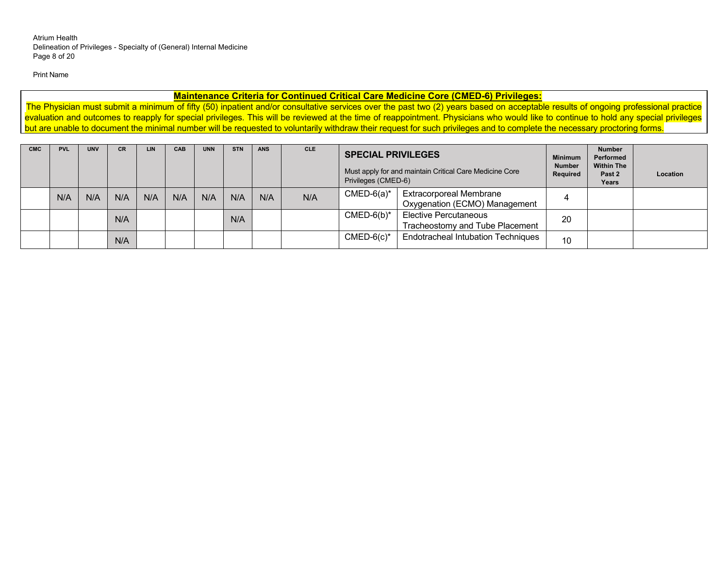Print Name

**Maintenance Criteria for Continued Critical Care Medicine Core (CMED-6) Privileges:**

The Physician must submit a minimum of fifty (50) inpatient and/or consultative services over the past two (2) years based on acceptable results of ongoing professional practice evaluation and outcomes to reapply for special privileges. This will be reviewed at the time of reappointment. Physicians who would like to continue to hold any special privileges but are unable to document the minimal number will be requested to voluntarily withdraw their request for such privileges and to complete the necessary proctoring forms.

| CMC | PVL | UNV | CR | LIN | CAB | UNN | STN | ANS | CLE | SPECIAL PRIVILEGES<br>Must apply for and maintain Critical Care Medicine Core Privileges (CMED-6) | | Minimum Number Required | Number Performed Within The Past 2 Years | Location |
|---|---|---|---|---|---|---|---|---|---|---|---|---|---|---|
| | N/A | N/A | N/A | N/A | N/A | N/A | N/A | N/A | N/A | CMED-6(a)* | Extracorporeal Membrane Oxygenation (ECMO) Management | 4 | | |
| | | | N/A | | | | N/A | | | CMED-6(b)* | Elective Percutaneous Tracheostomy and Tube Placement | 20 | | |
| | | | N/A | | | | | | | CMED-6(c)* | Endotracheal Intubation Techniques | 10 | | |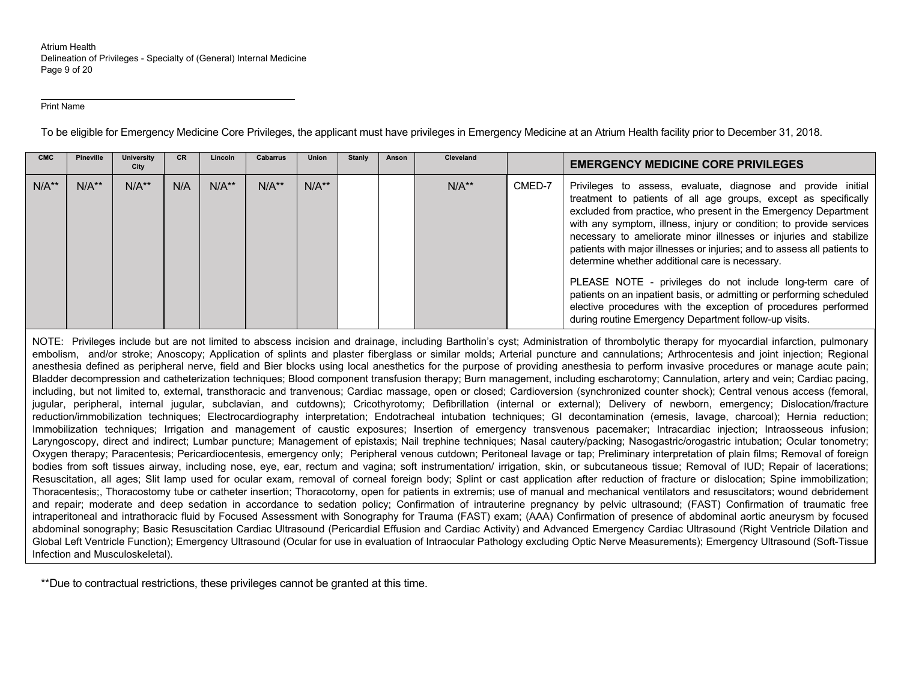Print Name

To be eligible for Emergency Medicine Core Privileges, the applicant must have privileges in Emergency Medicine at an Atrium Health facility prior to December 31, 2018.

| CMC | Pineville | University City | CR | Lincoln | Cabarrus | Union | Stanly | Anson | Cleveland | | EMERGENCY MEDICINE CORE PRIVILEGES |
|---|---|---|---|---|---|---|---|---|---|---|---|
| N/A** | N/A** | N/A** | N/A | N/A** | N/A** | N/A** | | | N/A** | CMED-7 | Privileges to assess, evaluate, diagnose and provide initial treatment to patients of all age groups, except as specifically excluded from practice, who present in the Emergency Department with any symptom, illness, injury or condition; to provide services necessary to ameliorate minor illnesses or injuries and stabilize patients with major illnesses or injuries; and to assess all patients to determine whether additional care is necessary.<br><br>PLEASE NOTE - privileges do not include long-term care of patients on an inpatient basis, or admitting or performing scheduled elective procedures with the exception of procedures performed during routine Emergency Department follow-up visits. |

NOTE: Privileges include but are not limited to abscess incision and drainage, including Bartholin's cyst; Administration of thrombolytic therapy for myocardial infarction, pulmonary embolism, and/or stroke; Anoscopy; Application of splints and plaster fiberglass or similar molds; Arterial puncture and cannulations; Arthrocentesis and joint injection; Regional anesthesia defined as peripheral nerve, field and Bier blocks using local anesthetics for the purpose of providing anesthesia to perform invasive procedures or manage acute pain; Bladder decompression and catheterization techniques; Blood component transfusion therapy; Burn management, including escharotomy; Cannulation, artery and vein; Cardiac pacing, including, but not limited to, external, transthoracic and tranvenous; Cardiac massage, open or closed; Cardioversion (synchronized counter shock); Central venous access (femoral, jugular, peripheral, internal jugular, subclavian, and cutdowns); Cricothyrotomy; Defibrillation (internal or external); Delivery of newborn, emergency; Dislocation/fracture reduction/immobilization techniques; Electrocardiography interpretation; Endotracheal intubation techniques; GI decontamination (emesis, lavage, charcoal); Hernia reduction; Immobilization techniques; Irrigation and management of caustic exposures; Insertion of emergency transvenous pacemaker; Intracardiac injection; Intraosseous infusion; Laryngoscopy, direct and indirect; Lumbar puncture; Management of epistaxis; Nail trephine techniques; Nasal cautery/packing; Nasogastric/orogastric intubation; Ocular tonometry; Oxygen therapy; Paracentesis; Pericardiocentesis, emergency only; Peripheral venous cutdown; Peritoneal lavage or tap; Preliminary interpretation of plain films; Removal of foreign bodies from soft tissues airway, including nose, eye, ear, rectum and vagina; soft instrumentation/ irrigation, skin, or subcutaneous tissue; Removal of IUD; Repair of lacerations; Resuscitation, all ages; Slit lamp used for ocular exam, removal of corneal foreign body; Splint or cast application after reduction of fracture or dislocation; Spine immobilization; Thoracentesis;, Thoracostomy tube or catheter insertion; Thoracotomy, open for patients in extremis; use of manual and mechanical ventilators and resuscitators; wound debridement and repair; moderate and deep sedation in accordance to sedation policy; Confirmation of intrauterine pregnancy by pelvic ultrasound; (FAST) Confirmation of traumatic free intraperitoneal and intrathoracic fluid by Focused Assessment with Sonography for Trauma (FAST) exam; (AAA) Confirmation of presence of abdominal aortic aneurysm by focused abdominal sonography; Basic Resuscitation Cardiac Ultrasound (Pericardial Effusion and Cardiac Activity) and Advanced Emergency Cardiac Ultrasound (Right Ventricle Dilation and Global Left Ventricle Function); Emergency Ultrasound (Ocular for use in evaluation of Intraocular Pathology excluding Optic Nerve Measurements); Emergency Ultrasound (Soft-Tissue Infection and Musculoskeletal).

**Due to contractual restrictions, these privileges cannot be granted at this time.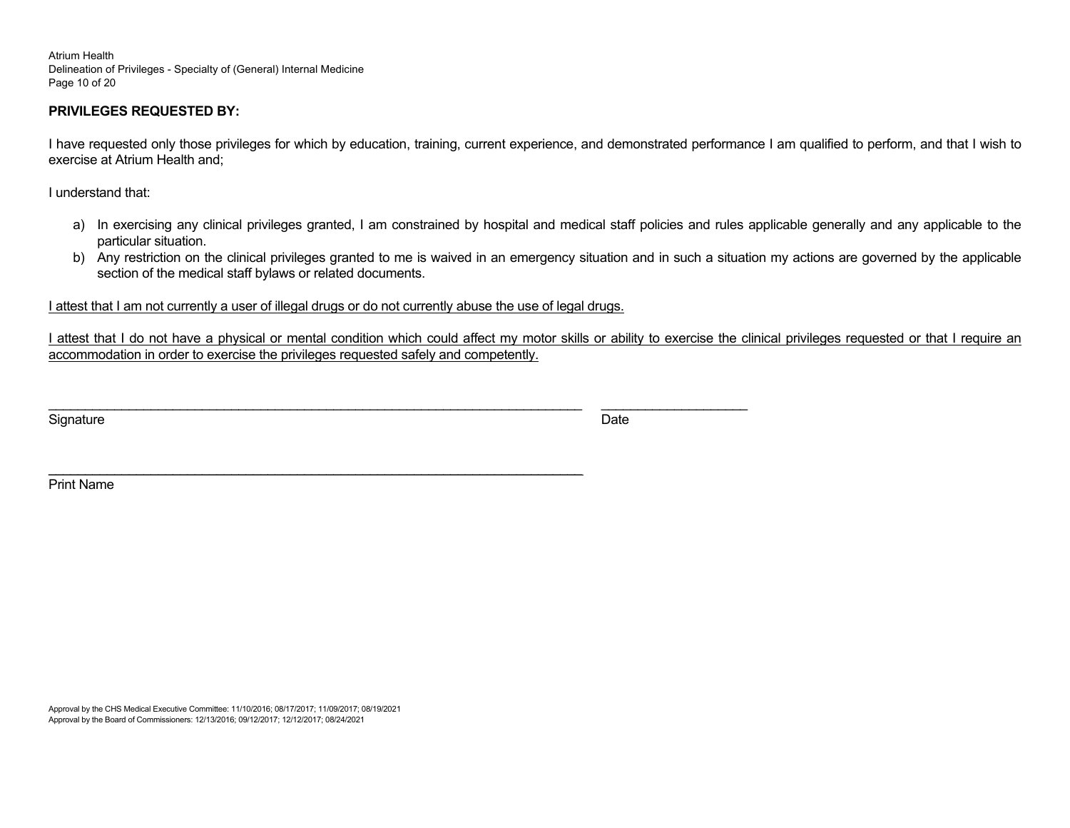**PRIVILEGES REQUESTED BY:**

I have requested only those privileges for which by education, training, current experience, and demonstrated performance I am qualified to perform, and that I wish to exercise at Atrium Health and;

I understand that:

a) In exercising any clinical privileges granted, I am constrained by hospital and medical staff policies and rules applicable generally and any applicable to the particular situation.
b) Any restriction on the clinical privileges granted to me is waived in an emergency situation and in such a situation my actions are governed by the applicable section of the medical staff bylaws or related documents.

<u>I attest that I am not currently a user of illegal drugs or do not currently abuse the use of legal drugs.</u>

<u>I attest that I do not have a physical or mental condition which could affect my motor skills or ability to exercise the clinical privileges requested or that I require an accommodation in order to exercise the privileges requested safely and competently.</u>

\_\_\_\_\_\_\_\_\_\_\_\_\_\_\_\_\_\_\_\_\_\_\_\_\_\_\_\_\_\_\_\_\_\_\_\_\_\_\_\_\_\_\_\_\_\_\_\_\_\_\_\_\_\_\_\_\_\_\_\_ \_\_\_\_\_\_\_\_\_\_\_\_\_\_\_\_\_\_\_\_

Signature Date

\_\_\_\_\_\_\_\_\_\_\_\_\_\_\_\_\_\_\_\_\_\_\_\_\_\_\_\_\_\_\_\_\_\_\_\_\_\_\_\_\_\_\_\_\_\_\_\_\_\_\_\_\_\_\_\_\_\_\_\_

Print Name

Approval by the CHS Medical Executive Committee: 11/10/2016; 08/17/2017; 11/09/2017; 08/19/2021
Approval by the Board of Commissioners: 12/13/2016; 09/12/2017; 12/12/2017; 08/24/2021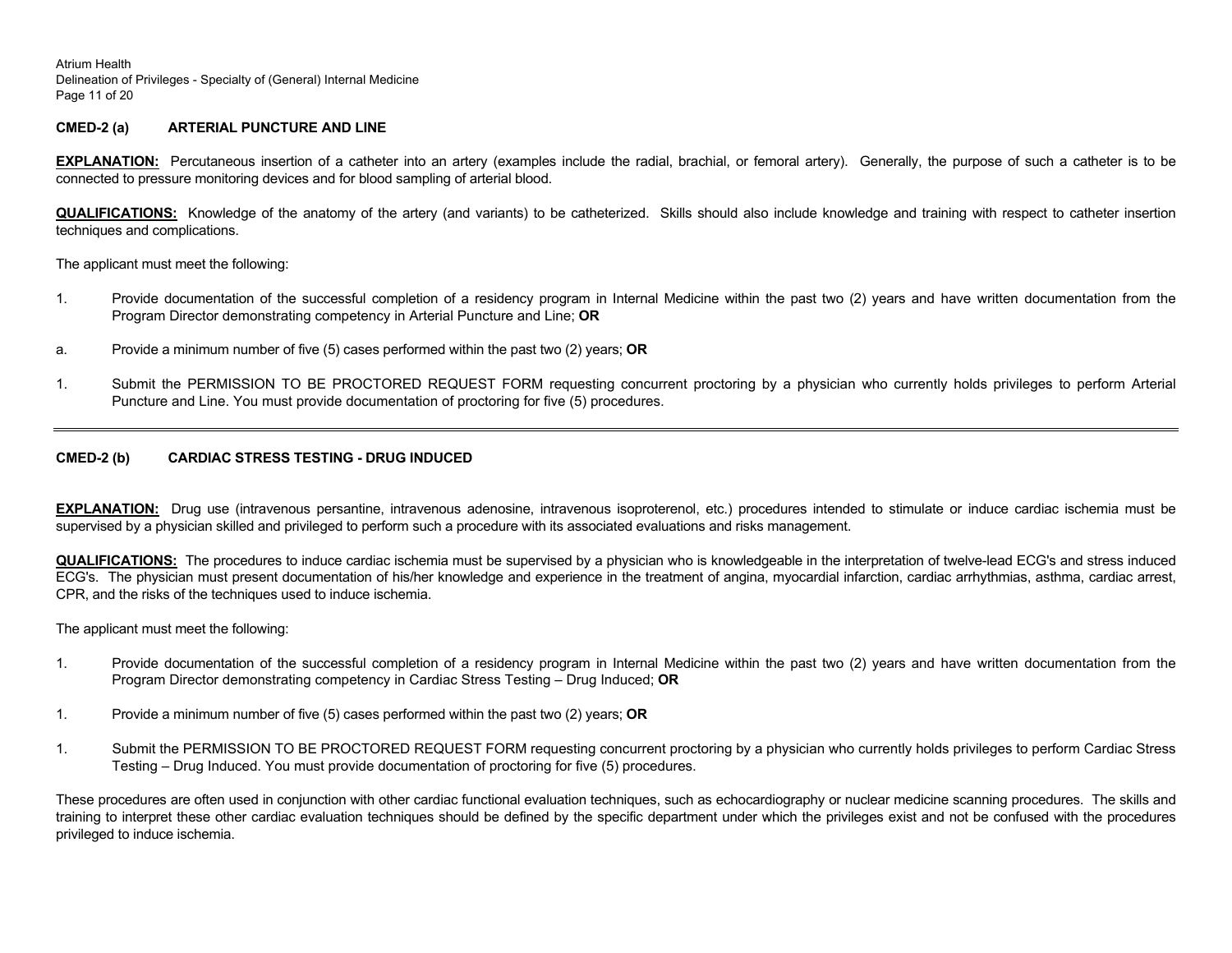**CMED-2 (a) ARTERIAL PUNCTURE AND LINE**

**EXPLANATION:** Percutaneous insertion of a catheter into an artery (examples include the radial, brachial, or femoral artery). Generally, the purpose of such a catheter is to be connected to pressure monitoring devices and for blood sampling of arterial blood.

**QUALIFICATIONS:** Knowledge of the anatomy of the artery (and variants) to be catheterized. Skills should also include knowledge and training with respect to catheter insertion techniques and complications.

The applicant must meet the following:

1. Provide documentation of the successful completion of a residency program in Internal Medicine within the past two (2) years and have written documentation from the Program Director demonstrating competency in Arterial Puncture and Line; **OR**

a. Provide a minimum number of five (5) cases performed within the past two (2) years; **OR**

1. Submit the PERMISSION TO BE PROCTORED REQUEST FORM requesting concurrent proctoring by a physician who currently holds privileges to perform Arterial Puncture and Line. You must provide documentation of proctoring for five (5) procedures.

---

**CMED-2 (b) CARDIAC STRESS TESTING - DRUG INDUCED**

**EXPLANATION:** Drug use (intravenous persantine, intravenous adenosine, intravenous isoproterenol, etc.) procedures intended to stimulate or induce cardiac ischemia must be supervised by a physician skilled and privileged to perform such a procedure with its associated evaluations and risks management.

**QUALIFICATIONS:** The procedures to induce cardiac ischemia must be supervised by a physician who is knowledgeable in the interpretation of twelve-lead ECG's and stress induced ECG's. The physician must present documentation of his/her knowledge and experience in the treatment of angina, myocardial infarction, cardiac arrhythmias, asthma, cardiac arrest, CPR, and the risks of the techniques used to induce ischemia.

The applicant must meet the following:

1. Provide documentation of the successful completion of a residency program in Internal Medicine within the past two (2) years and have written documentation from the Program Director demonstrating competency in Cardiac Stress Testing – Drug Induced; **OR**

1. Provide a minimum number of five (5) cases performed within the past two (2) years; **OR**

1. Submit the PERMISSION TO BE PROCTORED REQUEST FORM requesting concurrent proctoring by a physician who currently holds privileges to perform Cardiac Stress Testing – Drug Induced. You must provide documentation of proctoring for five (5) procedures.

These procedures are often used in conjunction with other cardiac functional evaluation techniques, such as echocardiography or nuclear medicine scanning procedures. The skills and training to interpret these other cardiac evaluation techniques should be defined by the specific department under which the privileges exist and not be confused with the procedures privileged to induce ischemia.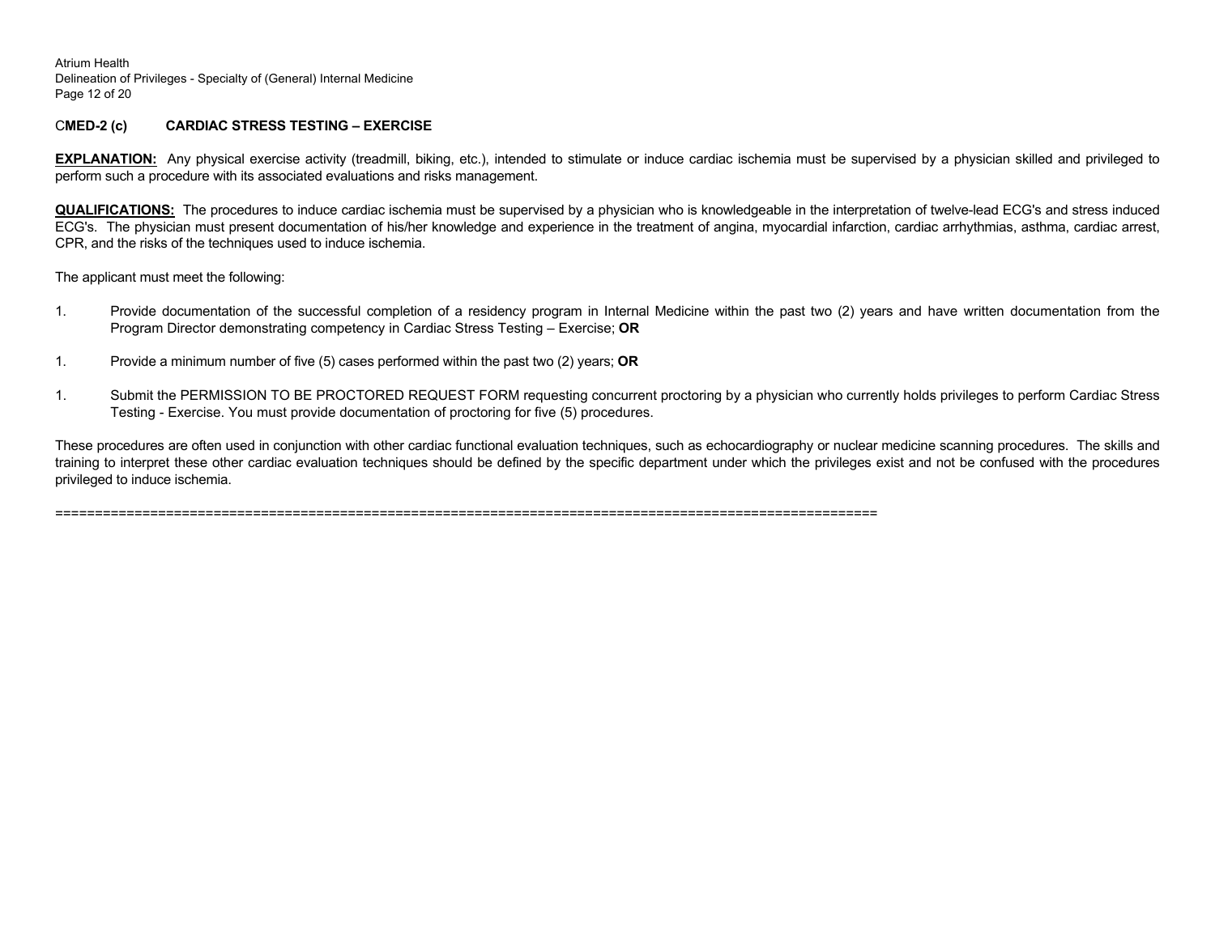## CMED-2 (c) CARDIAC STRESS TESTING – EXERCISE

**EXPLANATION:** Any physical exercise activity (treadmill, biking, etc.), intended to stimulate or induce cardiac ischemia must be supervised by a physician skilled and privileged to perform such a procedure with its associated evaluations and risks management.

**QUALIFICATIONS:** The procedures to induce cardiac ischemia must be supervised by a physician who is knowledgeable in the interpretation of twelve-lead ECG's and stress induced ECG's. The physician must present documentation of his/her knowledge and experience in the treatment of angina, myocardial infarction, cardiac arrhythmias, asthma, cardiac arrest, CPR, and the risks of the techniques used to induce ischemia.

The applicant must meet the following:

1. Provide documentation of the successful completion of a residency program in Internal Medicine within the past two (2) years and have written documentation from the Program Director demonstrating competency in Cardiac Stress Testing – Exercise; **OR**

1. Provide a minimum number of five (5) cases performed within the past two (2) years; **OR**

1. Submit the PERMISSION TO BE PROCTORED REQUEST FORM requesting concurrent proctoring by a physician who currently holds privileges to perform Cardiac Stress Testing - Exercise. You must provide documentation of proctoring for five (5) procedures.

These procedures are often used in conjunction with other cardiac functional evaluation techniques, such as echocardiography or nuclear medicine scanning procedures. The skills and training to interpret these other cardiac evaluation techniques should be defined by the specific department under which the privileges exist and not be confused with the procedures privileged to induce ischemia.

==========================================================================================================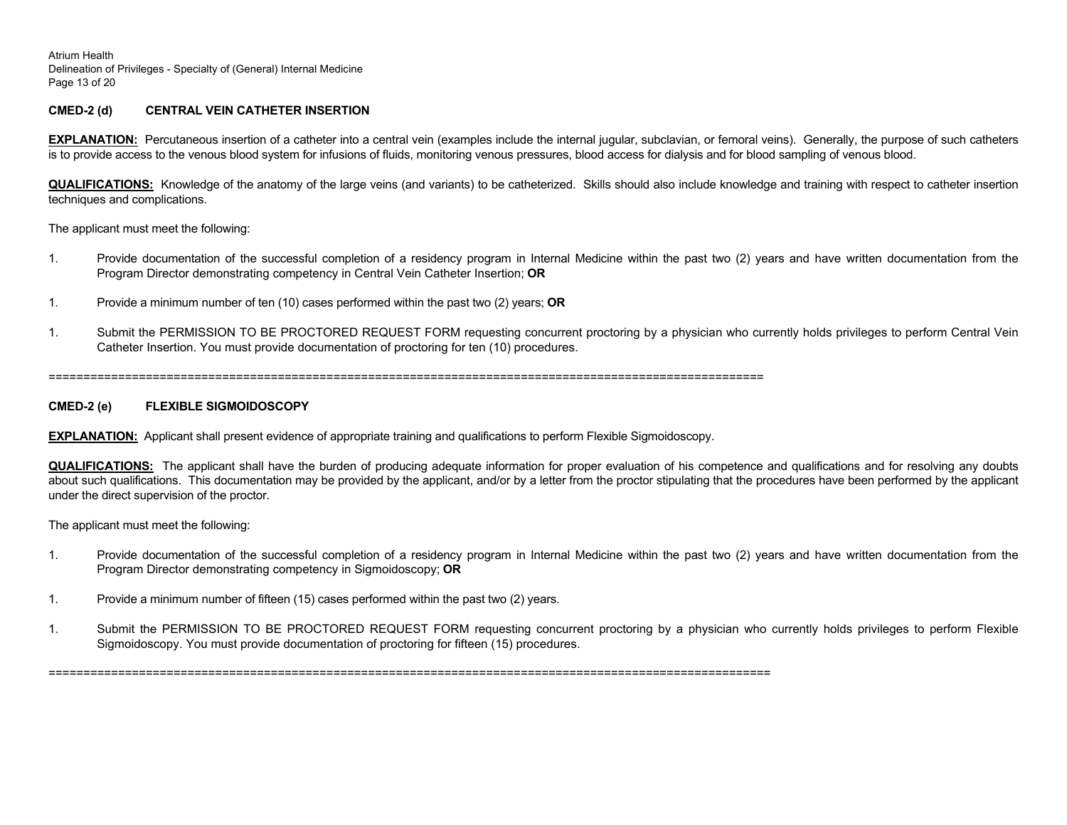### CMED-2 (d) CENTRAL VEIN CATHETER INSERTION

**EXPLANATION:** Percutaneous insertion of a catheter into a central vein (examples include the internal jugular, subclavian, or femoral veins). Generally, the purpose of such catheters is to provide access to the venous blood system for infusions of fluids, monitoring venous pressures, blood access for dialysis and for blood sampling of venous blood.

**QUALIFICATIONS:** Knowledge of the anatomy of the large veins (and variants) to be catheterized. Skills should also include knowledge and training with respect to catheter insertion techniques and complications.

The applicant must meet the following:

1. Provide documentation of the successful completion of a residency program in Internal Medicine within the past two (2) years and have written documentation from the Program Director demonstrating competency in Central Vein Catheter Insertion; **OR**

1. Provide a minimum number of ten (10) cases performed within the past two (2) years; **OR**

1. Submit the PERMISSION TO BE PROCTORED REQUEST FORM requesting concurrent proctoring by a physician who currently holds privileges to perform Central Vein Catheter Insertion. You must provide documentation of proctoring for ten (10) procedures.

==========================================================================================================

### CMED-2 (e) FLEXIBLE SIGMOIDOSCOPY

**EXPLANATION:** Applicant shall present evidence of appropriate training and qualifications to perform Flexible Sigmoidoscopy.

**QUALIFICATIONS:** The applicant shall have the burden of producing adequate information for proper evaluation of his competence and qualifications and for resolving any doubts about such qualifications. This documentation may be provided by the applicant, and/or by a letter from the proctor stipulating that the procedures have been performed by the applicant under the direct supervision of the proctor.

The applicant must meet the following:

1. Provide documentation of the successful completion of a residency program in Internal Medicine within the past two (2) years and have written documentation from the Program Director demonstrating competency in Sigmoidoscopy; **OR**

1. Provide a minimum number of fifteen (15) cases performed within the past two (2) years.

1. Submit the PERMISSION TO BE PROCTORED REQUEST FORM requesting concurrent proctoring by a physician who currently holds privileges to perform Flexible Sigmoidoscopy. You must provide documentation of proctoring for fifteen (15) procedures.

==========================================================================================================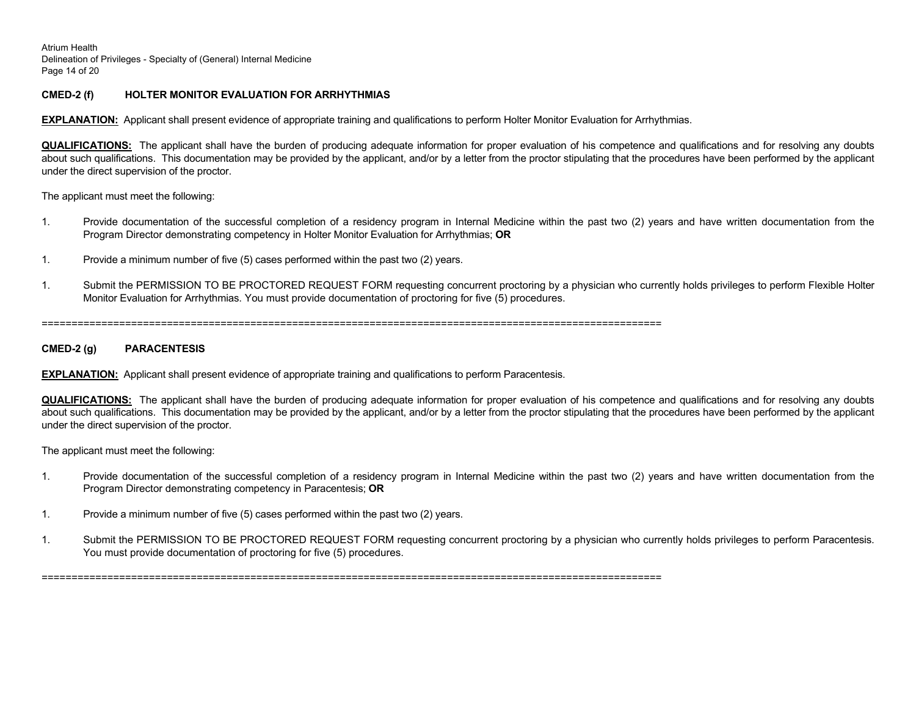**CMED-2 (f) HOLTER MONITOR EVALUATION FOR ARRHYTHMIAS**

**EXPLANATION:** Applicant shall present evidence of appropriate training and qualifications to perform Holter Monitor Evaluation for Arrhythmias.

**QUALIFICATIONS:** The applicant shall have the burden of producing adequate information for proper evaluation of his competence and qualifications and for resolving any doubts about such qualifications. This documentation may be provided by the applicant, and/or by a letter from the proctor stipulating that the procedures have been performed by the applicant under the direct supervision of the proctor.

The applicant must meet the following:

1. Provide documentation of the successful completion of a residency program in Internal Medicine within the past two (2) years and have written documentation from the Program Director demonstrating competency in Holter Monitor Evaluation for Arrhythmias; **OR**

1. Provide a minimum number of five (5) cases performed within the past two (2) years.

1. Submit the PERMISSION TO BE PROCTORED REQUEST FORM requesting concurrent proctoring by a physician who currently holds privileges to perform Flexible Holter Monitor Evaluation for Arrhythmias. You must provide documentation of proctoring for five (5) procedures.

======================================================================================================

**CMED-2 (g) PARACENTESIS**

**EXPLANATION:** Applicant shall present evidence of appropriate training and qualifications to perform Paracentesis.

**QUALIFICATIONS:** The applicant shall have the burden of producing adequate information for proper evaluation of his competence and qualifications and for resolving any doubts about such qualifications. This documentation may be provided by the applicant, and/or by a letter from the proctor stipulating that the procedures have been performed by the applicant under the direct supervision of the proctor.

The applicant must meet the following:

1. Provide documentation of the successful completion of a residency program in Internal Medicine within the past two (2) years and have written documentation from the Program Director demonstrating competency in Paracentesis; **OR**

1. Provide a minimum number of five (5) cases performed within the past two (2) years.

1. Submit the PERMISSION TO BE PROCTORED REQUEST FORM requesting concurrent proctoring by a physician who currently holds privileges to perform Paracentesis. You must provide documentation of proctoring for five (5) procedures.

======================================================================================================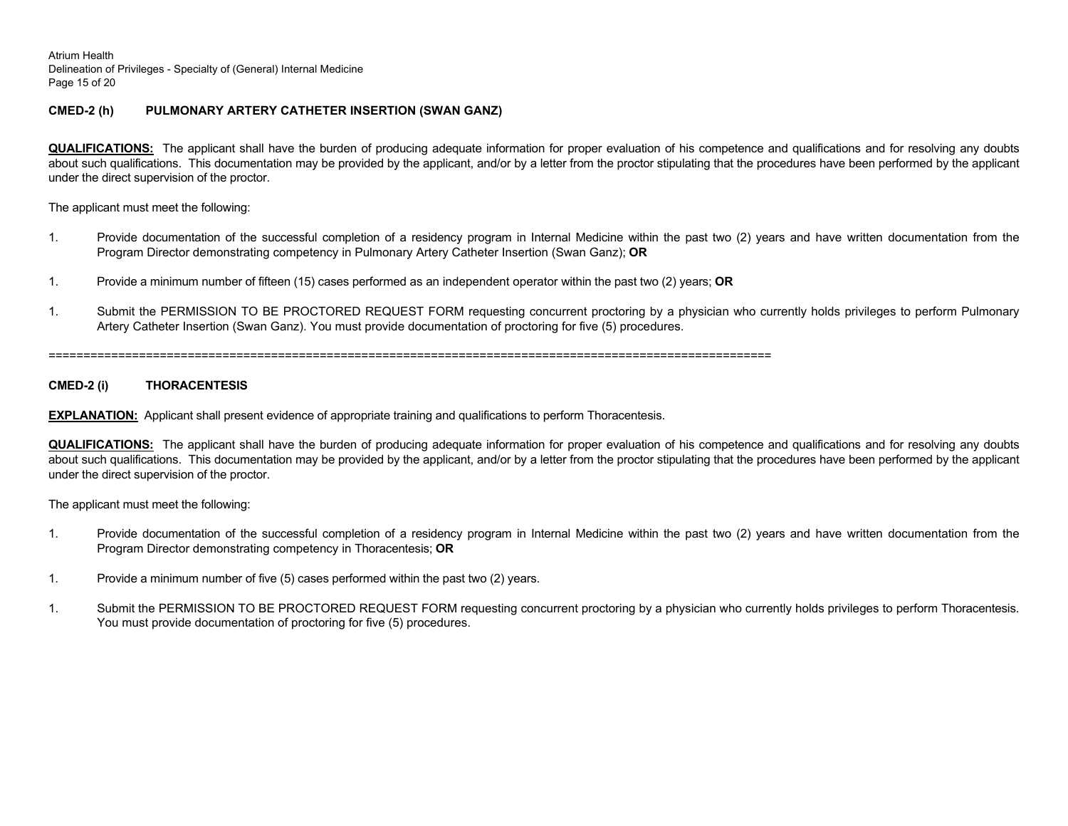**CMED-2 (h) PULMONARY ARTERY CATHETER INSERTION (SWAN GANZ)**

**QUALIFICATIONS:** The applicant shall have the burden of producing adequate information for proper evaluation of his competence and qualifications and for resolving any doubts about such qualifications. This documentation may be provided by the applicant, and/or by a letter from the proctor stipulating that the procedures have been performed by the applicant under the direct supervision of the proctor.

The applicant must meet the following:

1. Provide documentation of the successful completion of a residency program in Internal Medicine within the past two (2) years and have written documentation from the Program Director demonstrating competency in Pulmonary Artery Catheter Insertion (Swan Ganz); **OR**

1. Provide a minimum number of fifteen (15) cases performed as an independent operator within the past two (2) years; **OR**

1. Submit the PERMISSION TO BE PROCTORED REQUEST FORM requesting concurrent proctoring by a physician who currently holds privileges to perform Pulmonary Artery Catheter Insertion (Swan Ganz). You must provide documentation of proctoring for five (5) procedures.

====================================================================================================

**CMED-2 (i) THORACENTESIS**

**EXPLANATION:** Applicant shall present evidence of appropriate training and qualifications to perform Thoracentesis.

**QUALIFICATIONS:** The applicant shall have the burden of producing adequate information for proper evaluation of his competence and qualifications and for resolving any doubts about such qualifications. This documentation may be provided by the applicant, and/or by a letter from the proctor stipulating that the procedures have been performed by the applicant under the direct supervision of the proctor.

The applicant must meet the following:

1. Provide documentation of the successful completion of a residency program in Internal Medicine within the past two (2) years and have written documentation from the Program Director demonstrating competency in Thoracentesis; **OR**

1. Provide a minimum number of five (5) cases performed within the past two (2) years.

1. Submit the PERMISSION TO BE PROCTORED REQUEST FORM requesting concurrent proctoring by a physician who currently holds privileges to perform Thoracentesis. You must provide documentation of proctoring for five (5) procedures.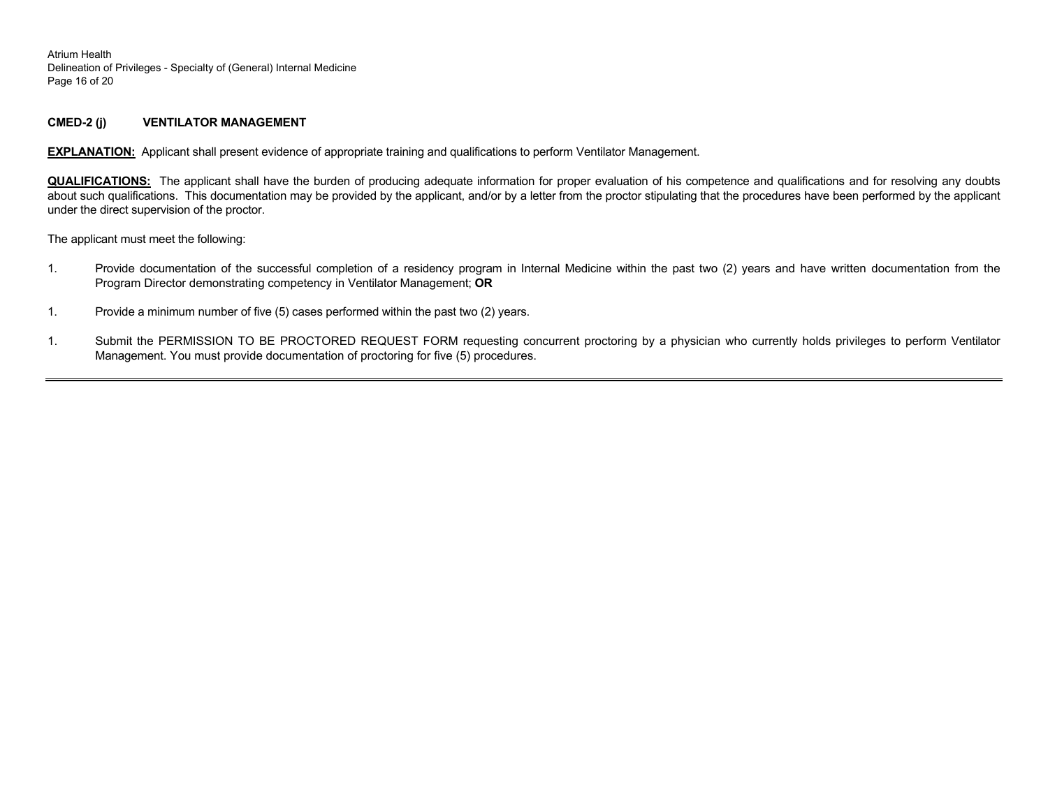**CMED-2 (j) VENTILATOR MANAGEMENT**

**EXPLANATION:** Applicant shall present evidence of appropriate training and qualifications to perform Ventilator Management.

**QUALIFICATIONS:** The applicant shall have the burden of producing adequate information for proper evaluation of his competence and qualifications and for resolving any doubts about such qualifications. This documentation may be provided by the applicant, and/or by a letter from the proctor stipulating that the procedures have been performed by the applicant under the direct supervision of the proctor.

The applicant must meet the following:

1. Provide documentation of the successful completion of a residency program in Internal Medicine within the past two (2) years and have written documentation from the Program Director demonstrating competency in Ventilator Management; **OR**

1. Provide a minimum number of five (5) cases performed within the past two (2) years.

1. Submit the PERMISSION TO BE PROCTORED REQUEST FORM requesting concurrent proctoring by a physician who currently holds privileges to perform Ventilator Management. You must provide documentation of proctoring for five (5) procedures.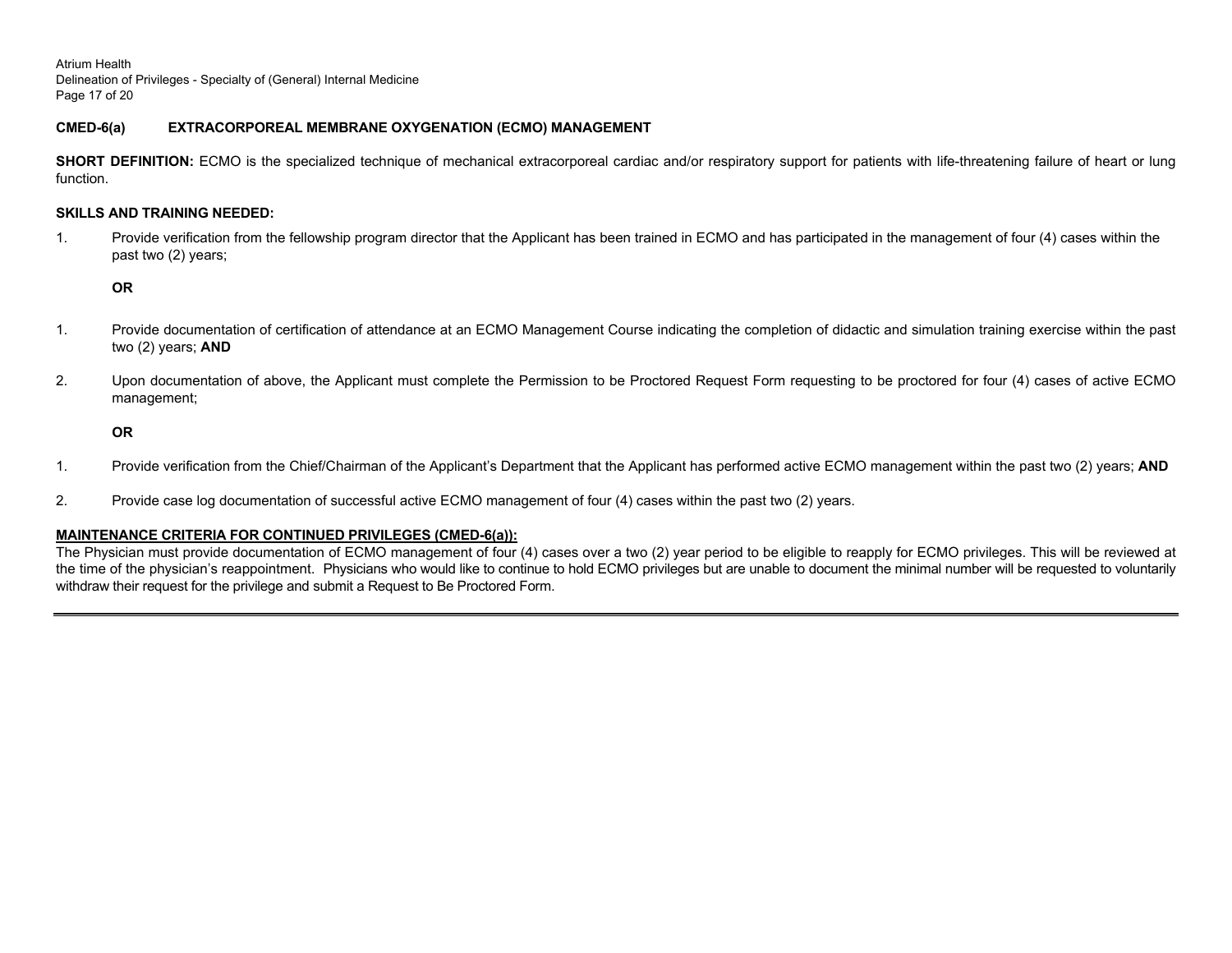## CMED-6(a) EXTRACORPOREAL MEMBRANE OXYGENATION (ECMO) MANAGEMENT

**SHORT DEFINITION:** ECMO is the specialized technique of mechanical extracorporeal cardiac and/or respiratory support for patients with life-threatening failure of heart or lung function.

**SKILLS AND TRAINING NEEDED:**

1. Provide verification from the fellowship program director that the Applicant has been trained in ECMO and has participated in the management of four (4) cases within the past two (2) years;

   **OR**

1. Provide documentation of certification of attendance at an ECMO Management Course indicating the completion of didactic and simulation training exercise within the past two (2) years; **AND**

2. Upon documentation of above, the Applicant must complete the Permission to be Proctored Request Form requesting to be proctored for four (4) cases of active ECMO management;

   **OR**

1. Provide verification from the Chief/Chairman of the Applicant's Department that the Applicant has performed active ECMO management within the past two (2) years; **AND**

2. Provide case log documentation of successful active ECMO management of four (4) cases within the past two (2) years.

**MAINTENANCE CRITERIA FOR CONTINUED PRIVILEGES (CMED-6(a)):**
The Physician must provide documentation of ECMO management of four (4) cases over a two (2) year period to be eligible to reapply for ECMO privileges. This will be reviewed at the time of the physician's reappointment. Physicians who would like to continue to hold ECMO privileges but are unable to document the minimal number will be requested to voluntarily withdraw their request for the privilege and submit a Request to Be Proctored Form.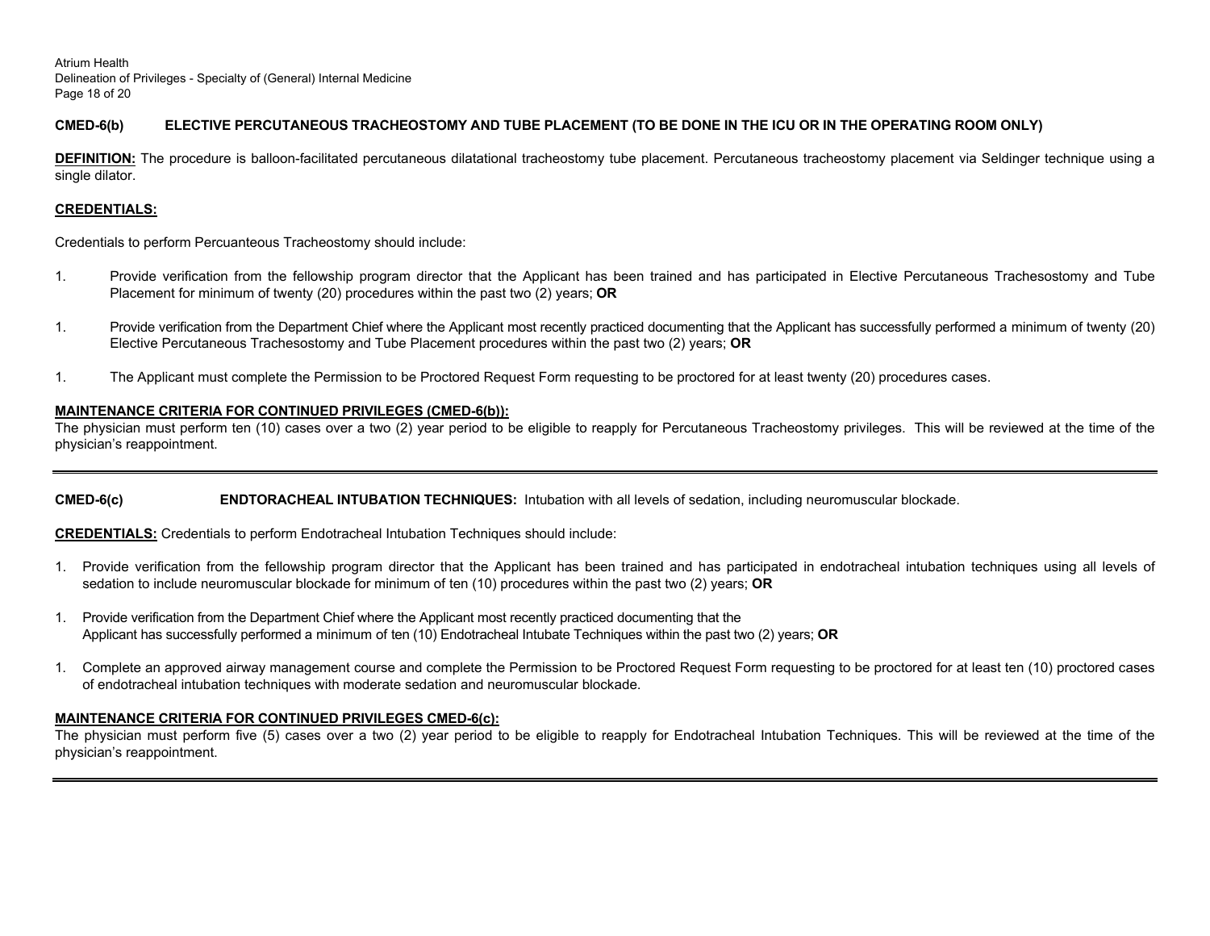**CMED-6(b) ELECTIVE PERCUTANEOUS TRACHEOSTOMY AND TUBE PLACEMENT (TO BE DONE IN THE ICU OR IN THE OPERATING ROOM ONLY)**

**DEFINITION:** The procedure is balloon-facilitated percutaneous dilatational tracheostomy tube placement. Percutaneous tracheostomy placement via Seldinger technique using a single dilator.

**CREDENTIALS:**

Credentials to perform Percuanteous Tracheostomy should include:

1. Provide verification from the fellowship program director that the Applicant has been trained and has participated in Elective Percutaneous Trachesostomy and Tube Placement for minimum of twenty (20) procedures within the past two (2) years; **OR**

1. Provide verification from the Department Chief where the Applicant most recently practiced documenting that the Applicant has successfully performed a minimum of twenty (20) Elective Percutaneous Trachesostomy and Tube Placement procedures within the past two (2) years; **OR**

1. The Applicant must complete the Permission to be Proctored Request Form requesting to be proctored for at least twenty (20) procedures cases.

**MAINTENANCE CRITERIA FOR CONTINUED PRIVILEGES (CMED-6(b)):**
The physician must perform ten (10) cases over a two (2) year period to be eligible to reapply for Percutaneous Tracheostomy privileges. This will be reviewed at the time of the physician's reappointment.

---

**CMED-6(c) ENDTORACHEAL INTUBATION TECHNIQUES:** Intubation with all levels of sedation, including neuromuscular blockade.

**CREDENTIALS:** Credentials to perform Endotracheal Intubation Techniques should include:

1. Provide verification from the fellowship program director that the Applicant has been trained and has participated in endotracheal intubation techniques using all levels of sedation to include neuromuscular blockade for minimum of ten (10) procedures within the past two (2) years; **OR**

1. Provide verification from the Department Chief where the Applicant most recently practiced documenting that the Applicant has successfully performed a minimum of ten (10) Endotracheal Intubate Techniques within the past two (2) years; **OR**

1. Complete an approved airway management course and complete the Permission to be Proctored Request Form requesting to be proctored for at least ten (10) proctored cases of endotracheal intubation techniques with moderate sedation and neuromuscular blockade.

**MAINTENANCE CRITERIA FOR CONTINUED PRIVILEGES CMED-6(c):**
The physician must perform five (5) cases over a two (2) year period to be eligible to reapply for Endotracheal Intubation Techniques. This will be reviewed at the time of the physician's reappointment.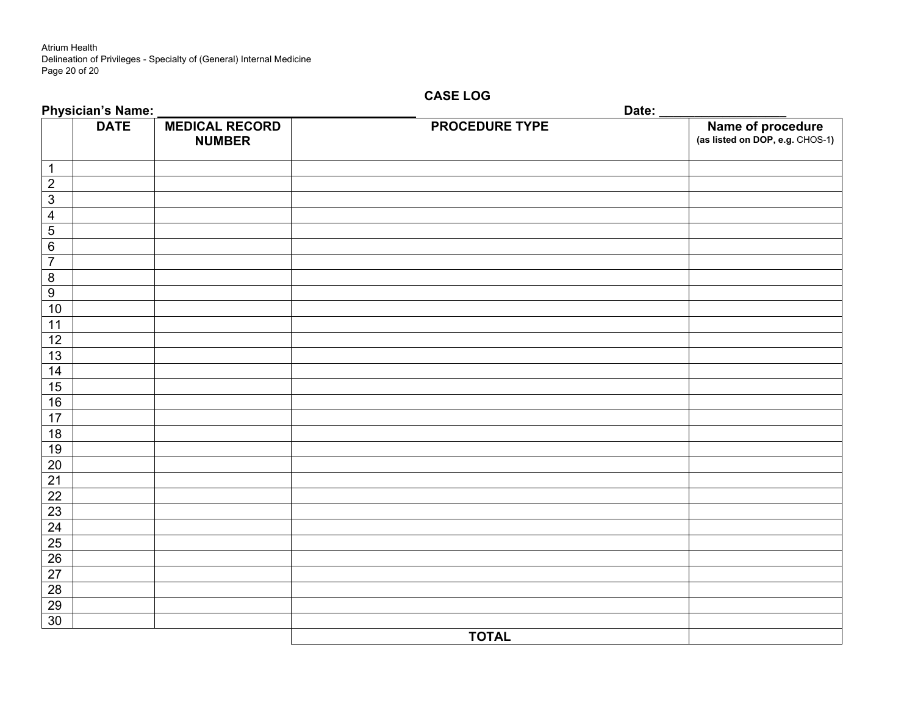## CASE LOG

**Physician's Name:** ______________________________ **Date:** ________________

| | DATE | MEDICAL RECORD NUMBER | PROCEDURE TYPE | Name of procedure (as listed on DOP, e.g. CHOS-1) |
|---|---|---|---|---|
| 1 | | | | |
| 2 | | | | |
| 3 | | | | |
| 4 | | | | |
| 5 | | | | |
| 6 | | | | |
| 7 | | | | |
| 8 | | | | |
| 9 | | | | |
| 10 | | | | |
| 11 | | | | |
| 12 | | | | |
| 13 | | | | |
| 14 | | | | |
| 15 | | | | |
| 16 | | | | |
| 17 | | | | |
| 18 | | | | |
| 19 | | | | |
| 20 | | | | |
| 21 | | | | |
| 22 | | | | |
| 23 | | | | |
| 24 | | | | |
| 25 | | | | |
| 26 | | | | |
| 27 | | | | |
| 28 | | | | |
| 29 | | | | |
| 30 | | | | |
| | | | **TOTAL** | |